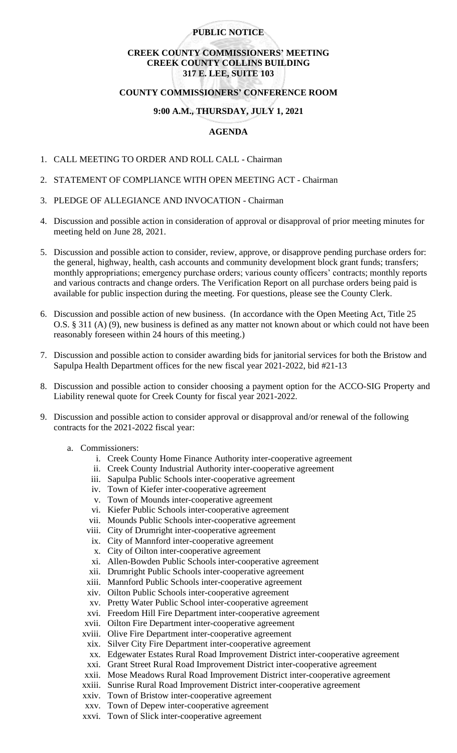**PUBLIC NOTICE**

**CREEK COUNTY COMMISSIONERS' MEETING**
**CREEK COUNTY COLLINS BUILDING**
**317 E. LEE, SUITE 103**

**COUNTY COMMISSIONERS' CONFERENCE ROOM**

**9:00 A.M., THURSDAY, JULY 1, 2021**

**AGENDA**

1. CALL MEETING TO ORDER AND ROLL CALL - Chairman

2. STATEMENT OF COMPLIANCE WITH OPEN MEETING ACT - Chairman

3. PLEDGE OF ALLEGIANCE AND INVOCATION - Chairman

4. Discussion and possible action in consideration of approval or disapproval of prior meeting minutes for meeting held on June 28, 2021.

5. Discussion and possible action to consider, review, approve, or disapprove pending purchase orders for: the general, highway, health, cash accounts and community development block grant funds; transfers; monthly appropriations; emergency purchase orders; various county officers' contracts; monthly reports and various contracts and change orders. The Verification Report on all purchase orders being paid is available for public inspection during the meeting. For questions, please see the County Clerk.

6. Discussion and possible action of new business. (In accordance with the Open Meeting Act, Title 25 O.S. § 311 (A) (9), new business is defined as any matter not known about or which could not have been reasonably foreseen within 24 hours of this meeting.)

7. Discussion and possible action to consider awarding bids for janitorial services for both the Bristow and Sapulpa Health Department offices for the new fiscal year 2021-2022, bid #21-13

8. Discussion and possible action to consider choosing a payment option for the ACCO-SIG Property and Liability renewal quote for Creek County for fiscal year 2021-2022.

9. Discussion and possible action to consider approval or disapproval and/or renewal of the following contracts for the 2021-2022 fiscal year:

   a. Commissioners:
      i. Creek County Home Finance Authority inter-cooperative agreement
      ii. Creek County Industrial Authority inter-cooperative agreement
      iii. Sapulpa Public Schools inter-cooperative agreement
      iv. Town of Kiefer inter-cooperative agreement
      v. Town of Mounds inter-cooperative agreement
      vi. Kiefer Public Schools inter-cooperative agreement
      vii. Mounds Public Schools inter-cooperative agreement
      viii. City of Drumright inter-cooperative agreement
      ix. City of Mannford inter-cooperative agreement
      x. City of Oilton inter-cooperative agreement
      xi. Allen-Bowden Public Schools inter-cooperative agreement
      xii. Drumright Public Schools inter-cooperative agreement
      xiii. Mannford Public Schools inter-cooperative agreement
      xiv. Oilton Public Schools inter-cooperative agreement
      xv. Pretty Water Public School inter-cooperative agreement
      xvi. Freedom Hill Fire Department inter-cooperative agreement
      xvii. Oilton Fire Department inter-cooperative agreement
      xviii. Olive Fire Department inter-cooperative agreement
      xix. Silver City Fire Department inter-cooperative agreement
      xx. Edgewater Estates Rural Road Improvement District inter-cooperative agreement
      xxi. Grant Street Rural Road Improvement District inter-cooperative agreement
      xxii. Mose Meadows Rural Road Improvement District inter-cooperative agreement
      xxiii. Sunrise Rural Road Improvement District inter-cooperative agreement
      xxiv. Town of Bristow inter-cooperative agreement
      xxv. Town of Depew inter-cooperative agreement
      xxvi. Town of Slick inter-cooperative agreement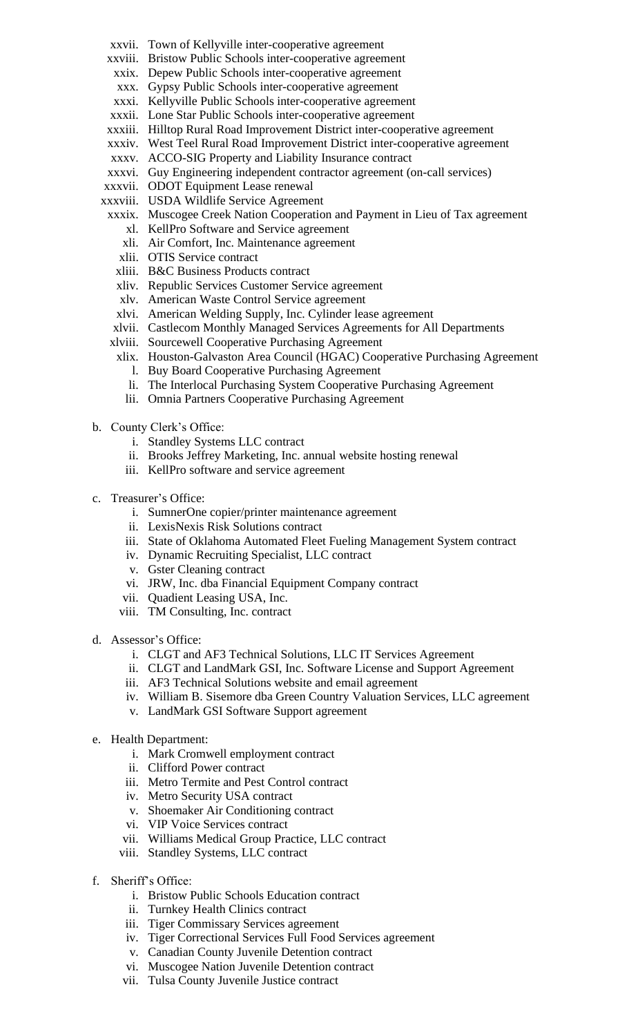- xxvii. Town of Kellyville inter-cooperative agreement
- xxviii. Bristow Public Schools inter-cooperative agreement
- xxix. Depew Public Schools inter-cooperative agreement
- xxx. Gypsy Public Schools inter-cooperative agreement
- xxxi. Kellyville Public Schools inter-cooperative agreement
- xxxii. Lone Star Public Schools inter-cooperative agreement
- xxxiii. Hilltop Rural Road Improvement District inter-cooperative agreement
- xxxiv. West Teel Rural Road Improvement District inter-cooperative agreement
- xxxv. ACCO-SIG Property and Liability Insurance contract
- xxxvi. Guy Engineering independent contractor agreement (on-call services)
- xxxvii. ODOT Equipment Lease renewal
- xxxviii. USDA Wildlife Service Agreement
- xxxix. Muscogee Creek Nation Cooperation and Payment in Lieu of Tax agreement
- xl. KellPro Software and Service agreement
- xli. Air Comfort, Inc. Maintenance agreement
- xlii. OTIS Service contract
- xliii. B&C Business Products contract
- xliv. Republic Services Customer Service agreement
- xlv. American Waste Control Service agreement
- xlvi. American Welding Supply, Inc. Cylinder lease agreement
- xlvii. Castlecom Monthly Managed Services Agreements for All Departments
- xlviii. Sourcewell Cooperative Purchasing Agreement
- xlix. Houston-Galvaston Area Council (HGAC) Cooperative Purchasing Agreement
- l. Buy Board Cooperative Purchasing Agreement
- li. The Interlocal Purchasing System Cooperative Purchasing Agreement
- lii. Omnia Partners Cooperative Purchasing Agreement

b. County Clerk's Office:
- i. Standley Systems LLC contract
- ii. Brooks Jeffrey Marketing, Inc. annual website hosting renewal
- iii. KellPro software and service agreement

c. Treasurer's Office:
- i. SumnerOne copier/printer maintenance agreement
- ii. LexisNexis Risk Solutions contract
- iii. State of Oklahoma Automated Fleet Fueling Management System contract
- iv. Dynamic Recruiting Specialist, LLC contract
- v. Gster Cleaning contract
- vi. JRW, Inc. dba Financial Equipment Company contract
- vii. Quadient Leasing USA, Inc.
- viii. TM Consulting, Inc. contract

d. Assessor's Office:
- i. CLGT and AF3 Technical Solutions, LLC IT Services Agreement
- ii. CLGT and LandMark GSI, Inc. Software License and Support Agreement
- iii. AF3 Technical Solutions website and email agreement
- iv. William B. Sisemore dba Green Country Valuation Services, LLC agreement
- v. LandMark GSI Software Support agreement

e. Health Department:
- i. Mark Cromwell employment contract
- ii. Clifford Power contract
- iii. Metro Termite and Pest Control contract
- iv. Metro Security USA contract
- v. Shoemaker Air Conditioning contract
- vi. VIP Voice Services contract
- vii. Williams Medical Group Practice, LLC contract
- viii. Standley Systems, LLC contract

f. Sheriff's Office:
- i. Bristow Public Schools Education contract
- ii. Turnkey Health Clinics contract
- iii. Tiger Commissary Services agreement
- iv. Tiger Correctional Services Full Food Services agreement
- v. Canadian County Juvenile Detention contract
- vi. Muscogee Nation Juvenile Detention contract
- vii. Tulsa County Juvenile Justice contract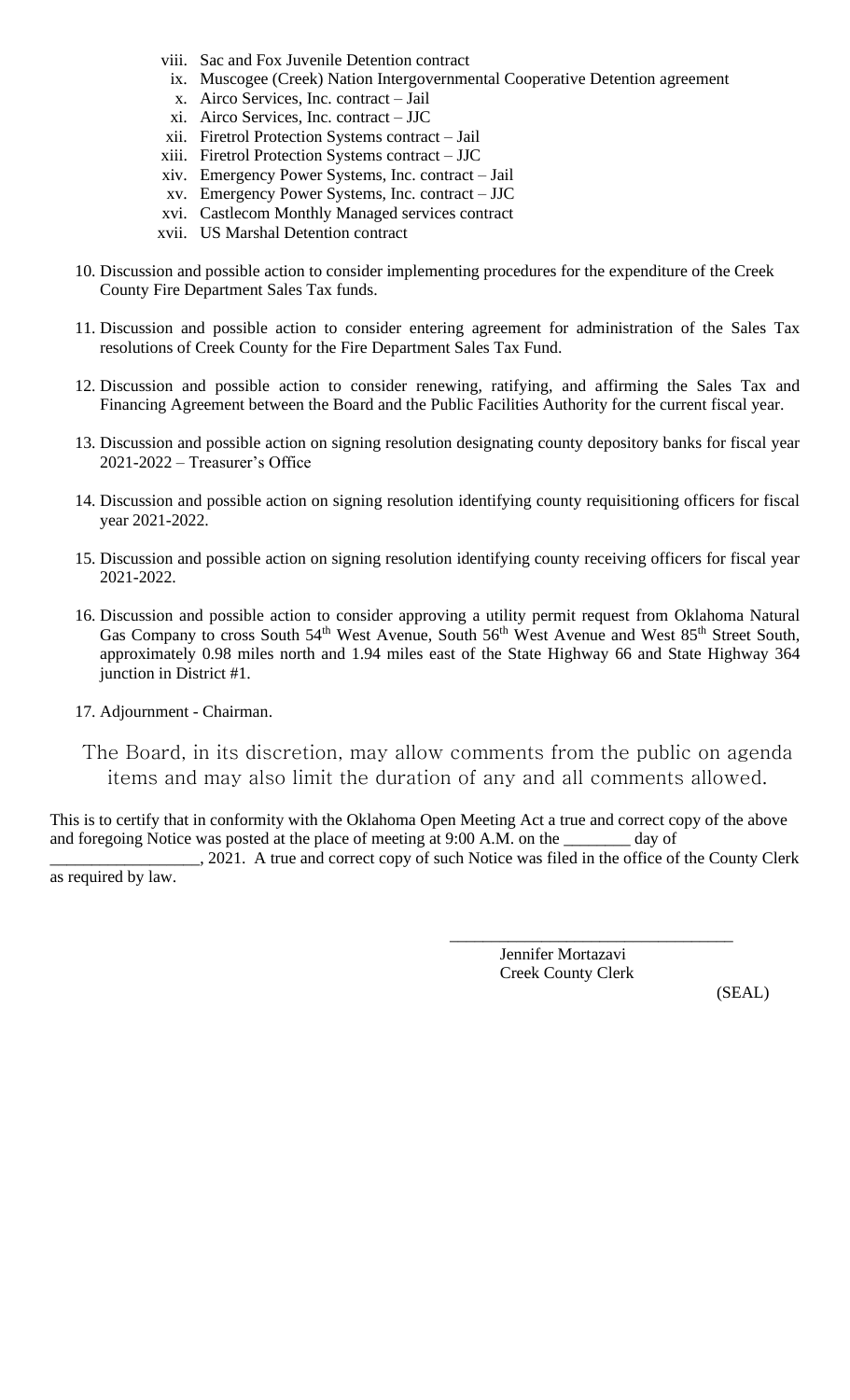viii. Sac and Fox Juvenile Detention contract
ix. Muscogee (Creek) Nation Intergovernmental Cooperative Detention agreement
x. Airco Services, Inc. contract – Jail
xi. Airco Services, Inc. contract – JJC
xii. Firetrol Protection Systems contract – Jail
xiii. Firetrol Protection Systems contract – JJC
xiv. Emergency Power Systems, Inc. contract – Jail
xv. Emergency Power Systems, Inc. contract – JJC
xvi. Castlecom Monthly Managed services contract
xvii. US Marshal Detention contract

10. Discussion and possible action to consider implementing procedures for the expenditure of the Creek County Fire Department Sales Tax funds.

11. Discussion and possible action to consider entering agreement for administration of the Sales Tax resolutions of Creek County for the Fire Department Sales Tax Fund.

12. Discussion and possible action to consider renewing, ratifying, and affirming the Sales Tax and Financing Agreement between the Board and the Public Facilities Authority for the current fiscal year.

13. Discussion and possible action on signing resolution designating county depository banks for fiscal year 2021-2022 – Treasurer's Office

14. Discussion and possible action on signing resolution identifying county requisitioning officers for fiscal year 2021-2022.

15. Discussion and possible action on signing resolution identifying county receiving officers for fiscal year 2021-2022.

16. Discussion and possible action to consider approving a utility permit request from Oklahoma Natural Gas Company to cross South 54th West Avenue, South 56th West Avenue and West 85th Street South, approximately 0.98 miles north and 1.94 miles east of the State Highway 66 and State Highway 364 junction in District #1.

17. Adjournment - Chairman.

The Board, in its discretion, may allow comments from the public on agenda items and may also limit the duration of any and all comments allowed.

This is to certify that in conformity with the Oklahoma Open Meeting Act a true and correct copy of the above and foregoing Notice was posted at the place of meeting at 9:00 A.M. on the ________ day of __________________, 2021. A true and correct copy of such Notice was filed in the office of the County Clerk as required by law.

__________________________________
Jennifer Mortazavi
Creek County Clerk

(SEAL)